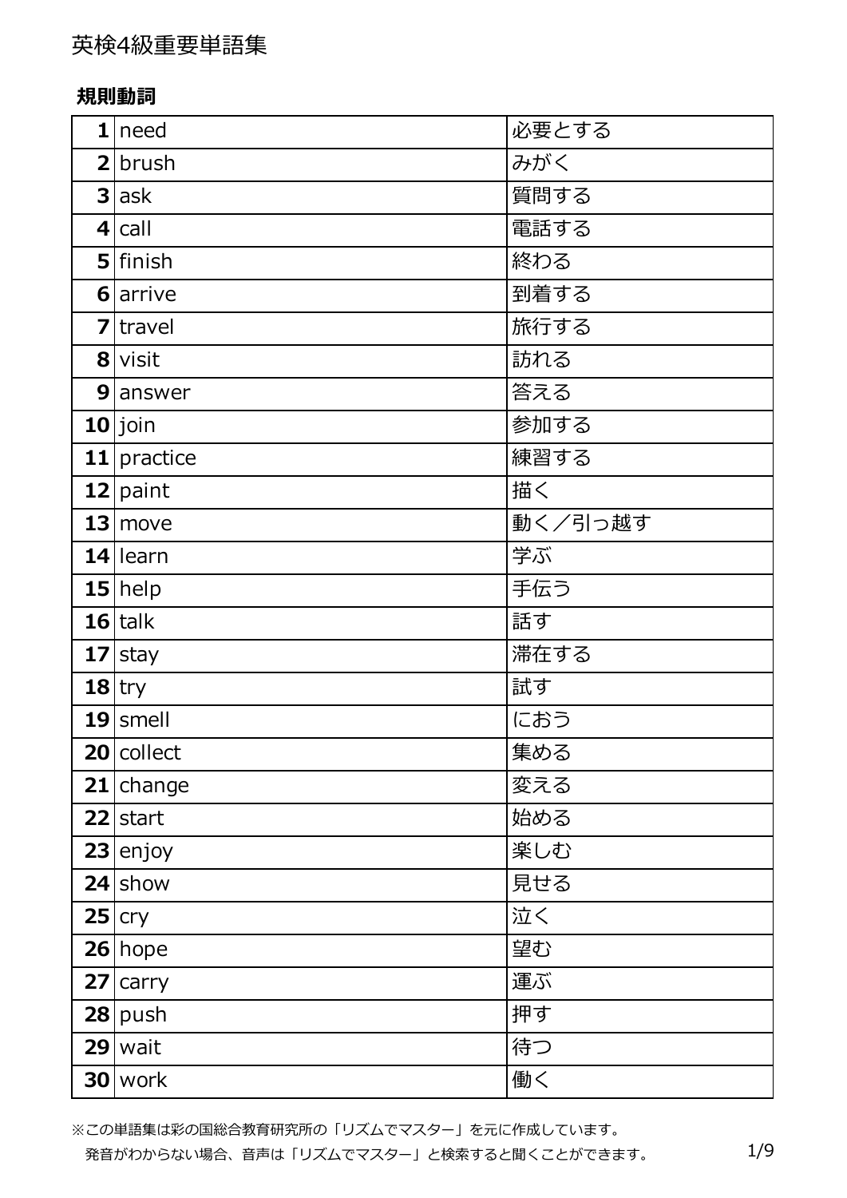# 英検4級重要単語集

## 規則動詞

| | | |
|---|---|---|
| **1** | need | 必要とする |
| **2** | brush | みがく |
| **3** | ask | 質問する |
| **4** | call | 電話する |
| **5** | finish | 終わる |
| **6** | arrive | 到着する |
| **7** | travel | 旅行する |
| **8** | visit | 訪れる |
| **9** | answer | 答える |
| **10** | join | 参加する |
| **11** | practice | 練習する |
| **12** | paint | 描く |
| **13** | move | 動く／引っ越す |
| **14** | learn | 学ぶ |
| **15** | help | 手伝う |
| **16** | talk | 話す |
| **17** | stay | 滞在する |
| **18** | try | 試す |
| **19** | smell | におう |
| **20** | collect | 集める |
| **21** | change | 変える |
| **22** | start | 始める |
| **23** | enjoy | 楽しむ |
| **24** | show | 見せる |
| **25** | cry | 泣く |
| **26** | hope | 望む |
| **27** | carry | 運ぶ |
| **28** | push | 押す |
| **29** | wait | 待つ |
| **30** | work | 働く |

※この単語集は彩の国総合教育研究所の「リズムでマスター」を元に作成しています。
発音がわからない場合、音声は「リズムでマスター」と検索すると聞くことができます。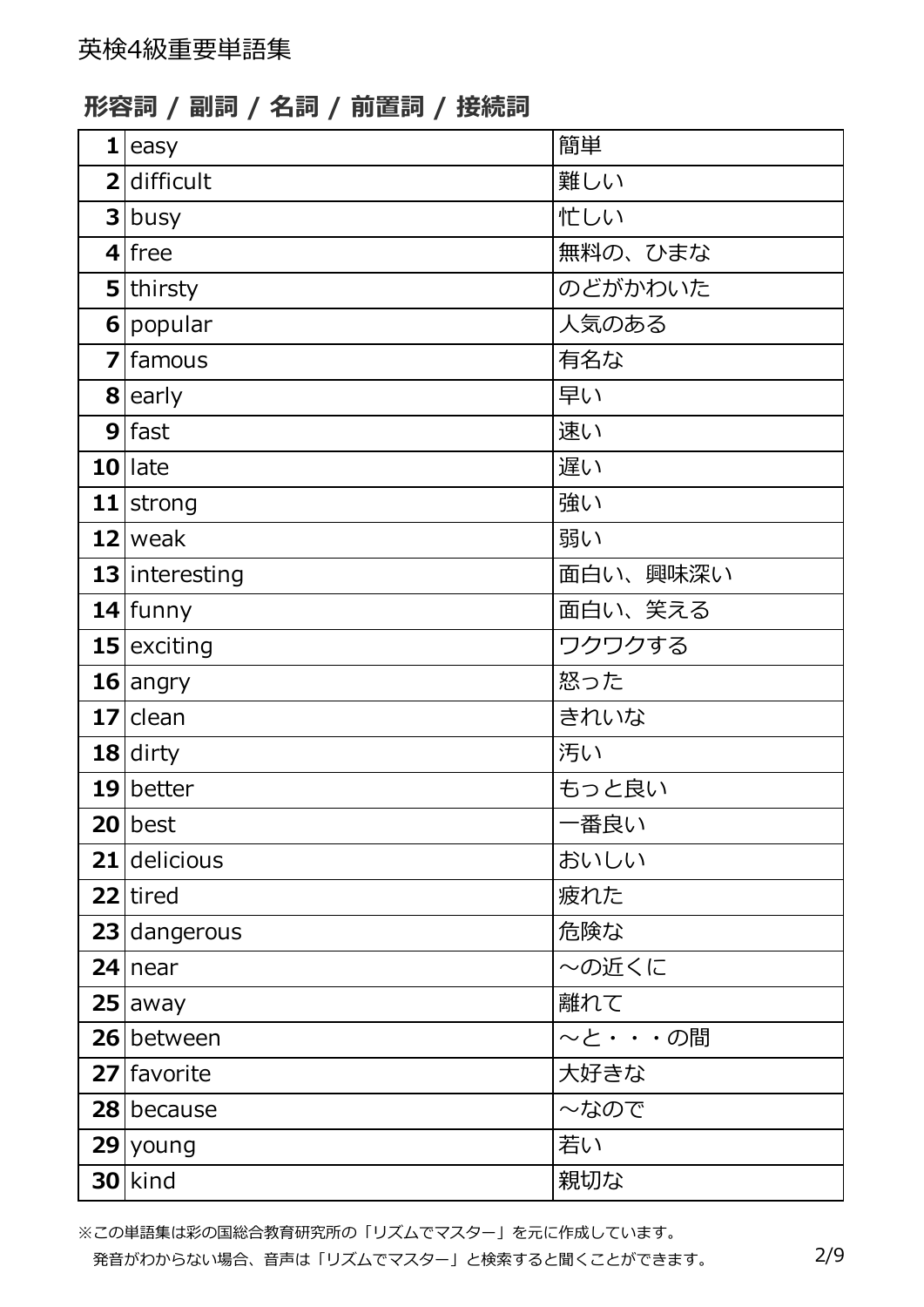英検4級重要単語集

## 形容詞 / 副詞 / 名詞 / 前置詞 / 接続詞

| | | |
|---|---|---|
| **1** | easy | 簡単 |
| **2** | difficult | 難しい |
| **3** | busy | 忙しい |
| **4** | free | 無料の、ひまな |
| **5** | thirsty | のどがかわいた |
| **6** | popular | 人気のある |
| **7** | famous | 有名な |
| **8** | early | 早い |
| **9** | fast | 速い |
| **10** | late | 遅い |
| **11** | strong | 強い |
| **12** | weak | 弱い |
| **13** | interesting | 面白い、興味深い |
| **14** | funny | 面白い、笑える |
| **15** | exciting | ワクワクする |
| **16** | angry | 怒った |
| **17** | clean | きれいな |
| **18** | dirty | 汚い |
| **19** | better | もっと良い |
| **20** | best | 一番良い |
| **21** | delicious | おいしい |
| **22** | tired | 疲れた |
| **23** | dangerous | 危険な |
| **24** | near | ～の近くに |
| **25** | away | 離れて |
| **26** | between | ～と・・・の間 |
| **27** | favorite | 大好きな |
| **28** | because | ～なので |
| **29** | young | 若い |
| **30** | kind | 親切な |

※この単語集は彩の国総合教育研究所の「リズムでマスター」を元に作成しています。
発音がわからない場合、音声は「リズムでマスター」と検索すると聞くことができます。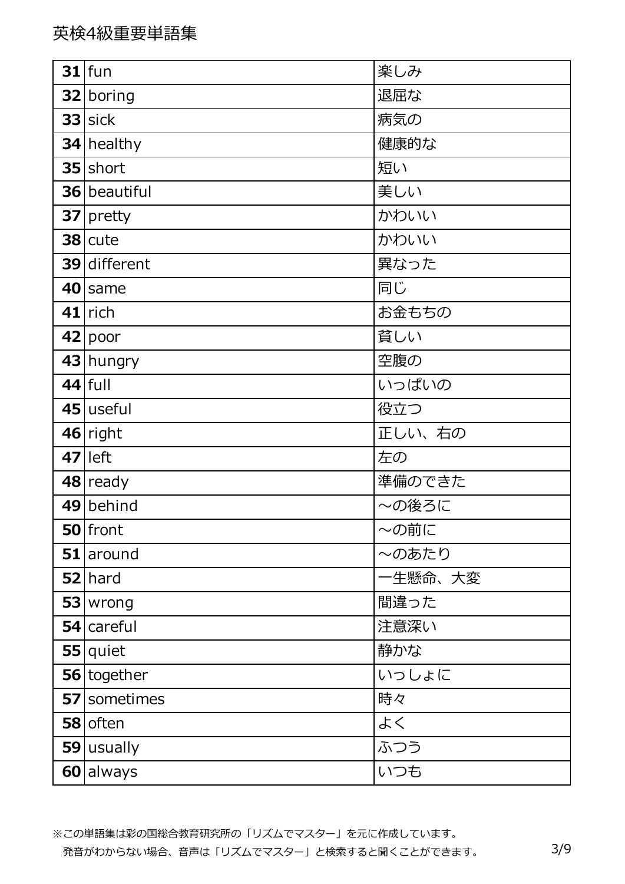英検4級重要単語集

| | | |
|---|---|---|
| **31** | fun | 楽しみ |
| **32** | boring | 退屈な |
| **33** | sick | 病気の |
| **34** | healthy | 健康的な |
| **35** | short | 短い |
| **36** | beautiful | 美しい |
| **37** | pretty | かわいい |
| **38** | cute | かわいい |
| **39** | different | 異なった |
| **40** | same | 同じ |
| **41** | rich | お金もちの |
| **42** | poor | 貧しい |
| **43** | hungry | 空腹の |
| **44** | full | いっぱいの |
| **45** | useful | 役立つ |
| **46** | right | 正しい、右の |
| **47** | left | 左の |
| **48** | ready | 準備のできた |
| **49** | behind | ～の後ろに |
| **50** | front | ～の前に |
| **51** | around | ～のあたり |
| **52** | hard | 一生懸命、大変 |
| **53** | wrong | 間違った |
| **54** | careful | 注意深い |
| **55** | quiet | 静かな |
| **56** | together | いっしょに |
| **57** | sometimes | 時々 |
| **58** | often | よく |
| **59** | usually | ふつう |
| **60** | always | いつも |

※この単語集は彩の国総合教育研究所の「リズムでマスター」を元に作成しています。
発音がわからない場合、音声は「リズムでマスター」と検索すると聞くことができます。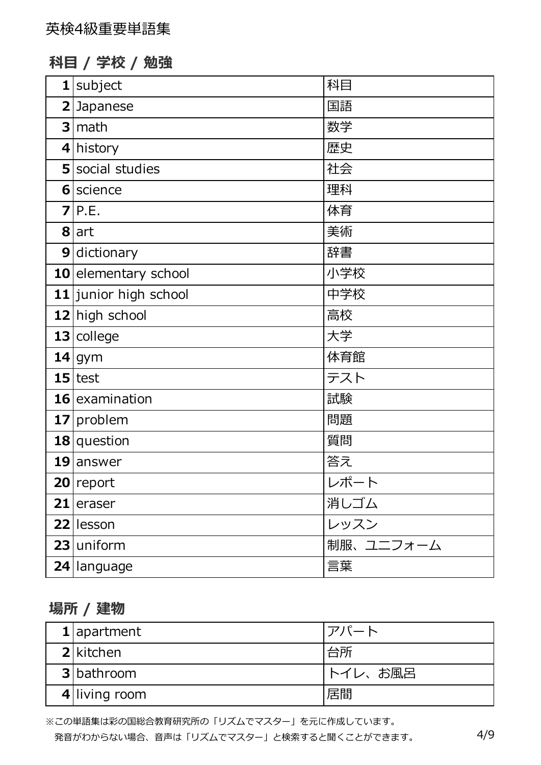英検4級重要単語集

## 科目 / 学校 / 勉強

| | | |
|---|---|---|
| **1** | subject | 科目 |
| **2** | Japanese | 国語 |
| **3** | math | 数学 |
| **4** | history | 歴史 |
| **5** | social studies | 社会 |
| **6** | science | 理科 |
| **7** | P.E. | 体育 |
| **8** | art | 美術 |
| **9** | dictionary | 辞書 |
| **10** | elementary school | 小学校 |
| **11** | junior high school | 中学校 |
| **12** | high school | 高校 |
| **13** | college | 大学 |
| **14** | gym | 体育館 |
| **15** | test | テスト |
| **16** | examination | 試験 |
| **17** | problem | 問題 |
| **18** | question | 質問 |
| **19** | answer | 答え |
| **20** | report | レポート |
| **21** | eraser | 消しゴム |
| **22** | lesson | レッスン |
| **23** | uniform | 制服、ユニフォーム |
| **24** | language | 言葉 |

## 場所 / 建物

| | | |
|---|---|---|
| **1** | apartment | アパート |
| **2** | kitchen | 台所 |
| **3** | bathroom | トイレ、お風呂 |
| **4** | living room | 居間 |

※この単語集は彩の国総合教育研究所の「リズムでマスター」を元に作成しています。
発音がわからない場合、音声は「リズムでマスター」と検索すると聞くことができます。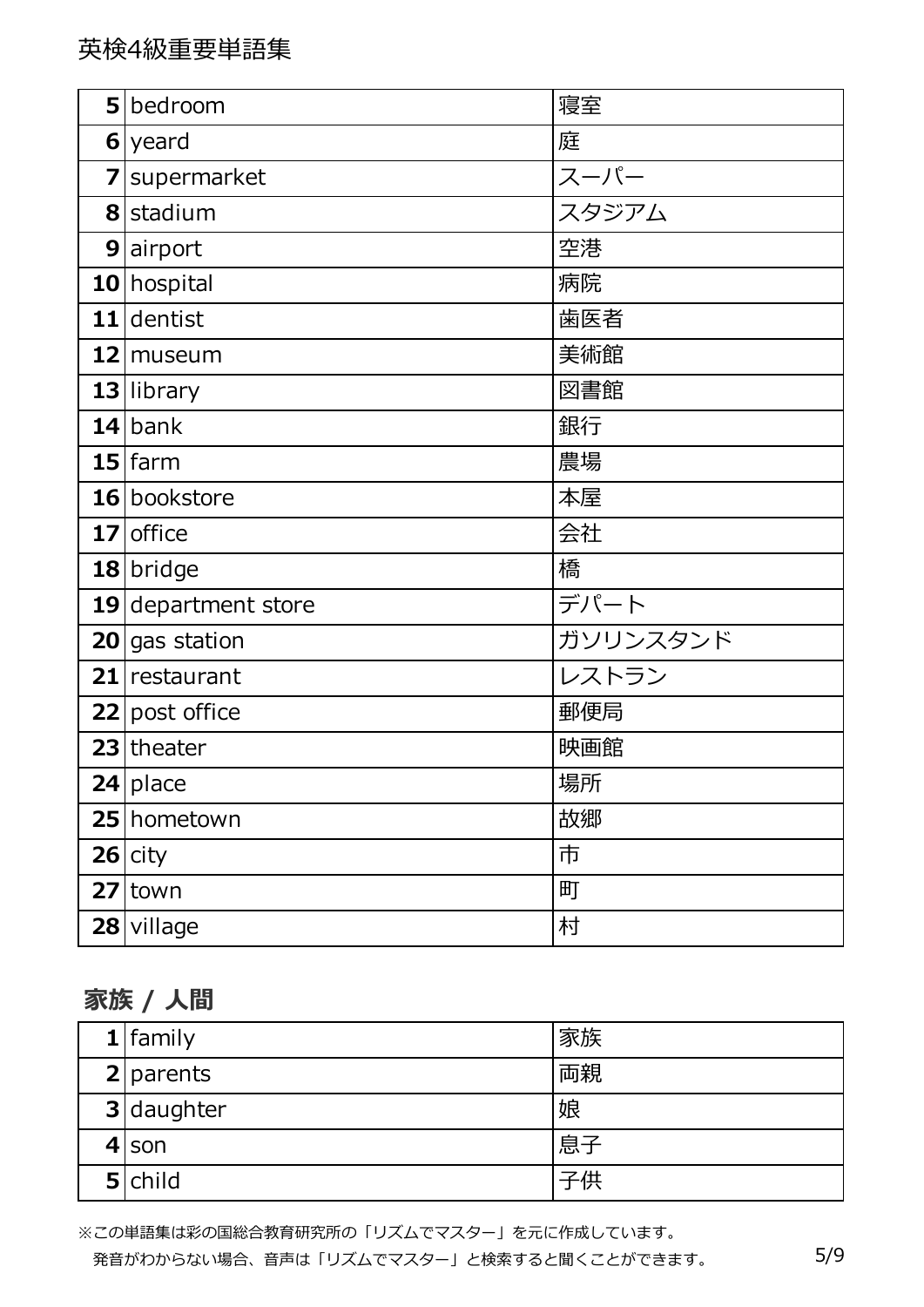| | | |
|---|---|---|
| **5** | bedroom | 寝室 |
| **6** | yeard | 庭 |
| **7** | supermarket | スーパー |
| **8** | stadium | スタジアム |
| **9** | airport | 空港 |
| **10** | hospital | 病院 |
| **11** | dentist | 歯医者 |
| **12** | museum | 美術館 |
| **13** | library | 図書館 |
| **14** | bank | 銀行 |
| **15** | farm | 農場 |
| **16** | bookstore | 本屋 |
| **17** | office | 会社 |
| **18** | bridge | 橋 |
| **19** | department store | デパート |
| **20** | gas station | ガソリンスタンド |
| **21** | restaurant | レストラン |
| **22** | post office | 郵便局 |
| **23** | theater | 映画館 |
| **24** | place | 場所 |
| **25** | hometown | 故郷 |
| **26** | city | 市 |
| **27** | town | 町 |
| **28** | village | 村 |

## 家族 / 人間

| | | |
|---|---|---|
| **1** | family | 家族 |
| **2** | parents | 両親 |
| **3** | daughter | 娘 |
| **4** | son | 息子 |
| **5** | child | 子供 |

※この単語集は彩の国総合教育研究所の「リズムでマスター」を元に作成しています。
発音がわからない場合、音声は「リズムでマスター」と検索すると聞くことができます。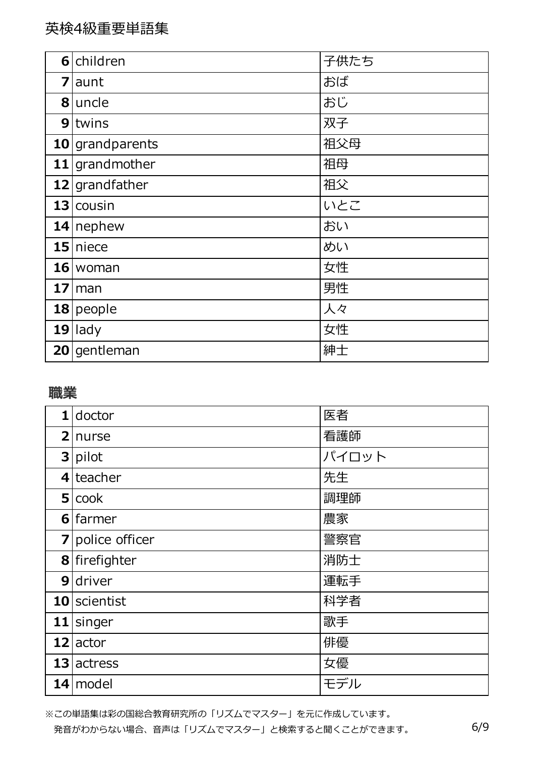| | | |
|---|---|---|
| **6** | children | 子供たち |
| **7** | aunt | おば |
| **8** | uncle | おじ |
| **9** | twins | 双子 |
| **10** | grandparents | 祖父母 |
| **11** | grandmother | 祖母 |
| **12** | grandfather | 祖父 |
| **13** | cousin | いとこ |
| **14** | nephew | おい |
| **15** | niece | めい |
| **16** | woman | 女性 |
| **17** | man | 男性 |
| **18** | people | 人々 |
| **19** | lady | 女性 |
| **20** | gentleman | 紳士 |

## 職業

| | | |
|---|---|---|
| **1** | doctor | 医者 |
| **2** | nurse | 看護師 |
| **3** | pilot | パイロット |
| **4** | teacher | 先生 |
| **5** | cook | 調理師 |
| **6** | farmer | 農家 |
| **7** | police officer | 警察官 |
| **8** | firefighter | 消防士 |
| **9** | driver | 運転手 |
| **10** | scientist | 科学者 |
| **11** | singer | 歌手 |
| **12** | actor | 俳優 |
| **13** | actress | 女優 |
| **14** | model | モデル |

※この単語集は彩の国総合教育研究所の「リズムでマスター」を元に作成しています。
発音がわからない場合、音声は「リズムでマスター」と検索すると聞くことができます。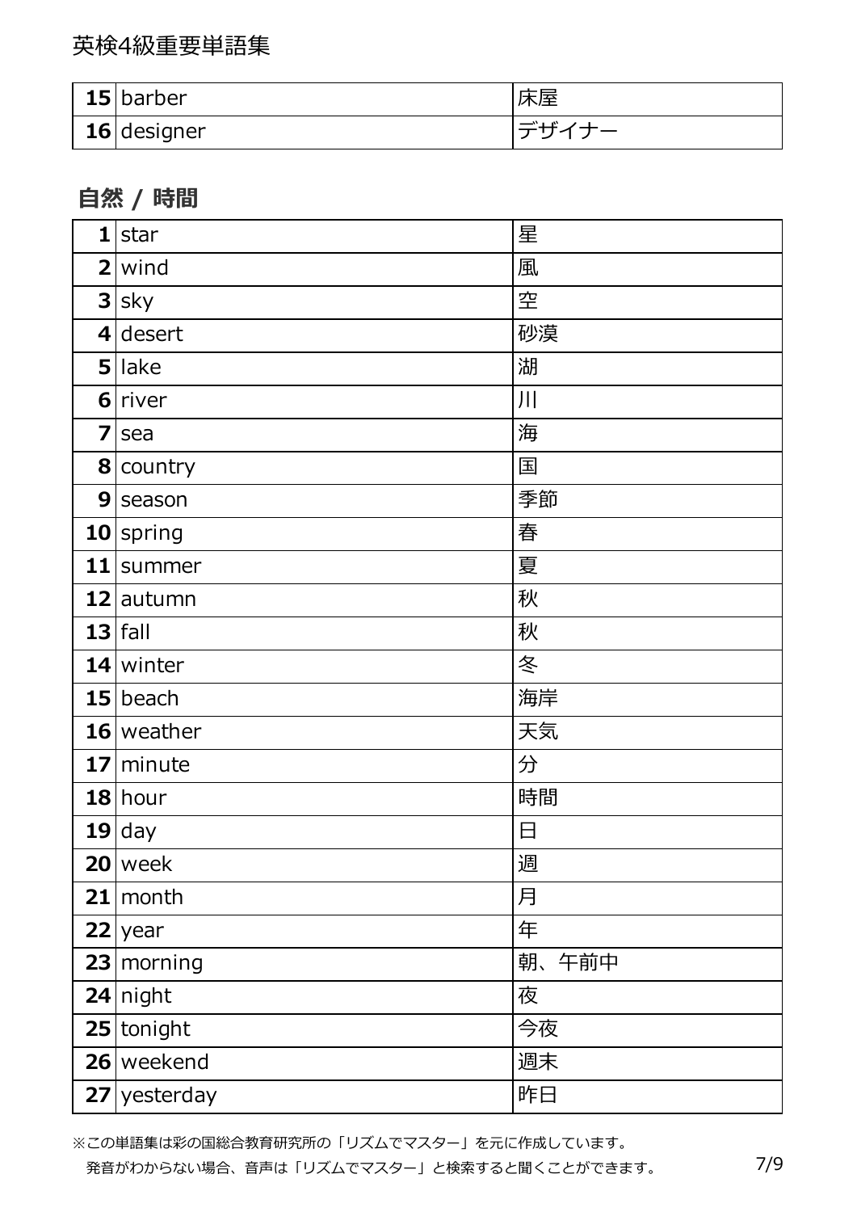| | | |
|---|---|---|
| **15** | barber | 床屋 |
| **16** | designer | デザイナー |

## 自然 / 時間

| | | |
|---|---|---|
| **1** | star | 星 |
| **2** | wind | 風 |
| **3** | sky | 空 |
| **4** | desert | 砂漠 |
| **5** | lake | 湖 |
| **6** | river | 川 |
| **7** | sea | 海 |
| **8** | country | 国 |
| **9** | season | 季節 |
| **10** | spring | 春 |
| **11** | summer | 夏 |
| **12** | autumn | 秋 |
| **13** | fall | 秋 |
| **14** | winter | 冬 |
| **15** | beach | 海岸 |
| **16** | weather | 天気 |
| **17** | minute | 分 |
| **18** | hour | 時間 |
| **19** | day | 日 |
| **20** | week | 週 |
| **21** | month | 月 |
| **22** | year | 年 |
| **23** | morning | 朝、午前中 |
| **24** | night | 夜 |
| **25** | tonight | 今夜 |
| **26** | weekend | 週末 |
| **27** | yesterday | 昨日 |

※この単語集は彩の国総合教育研究所の「リズムでマスター」を元に作成しています。
発音がわからない場合、音声は「リズムでマスター」と検索すると聞くことができます。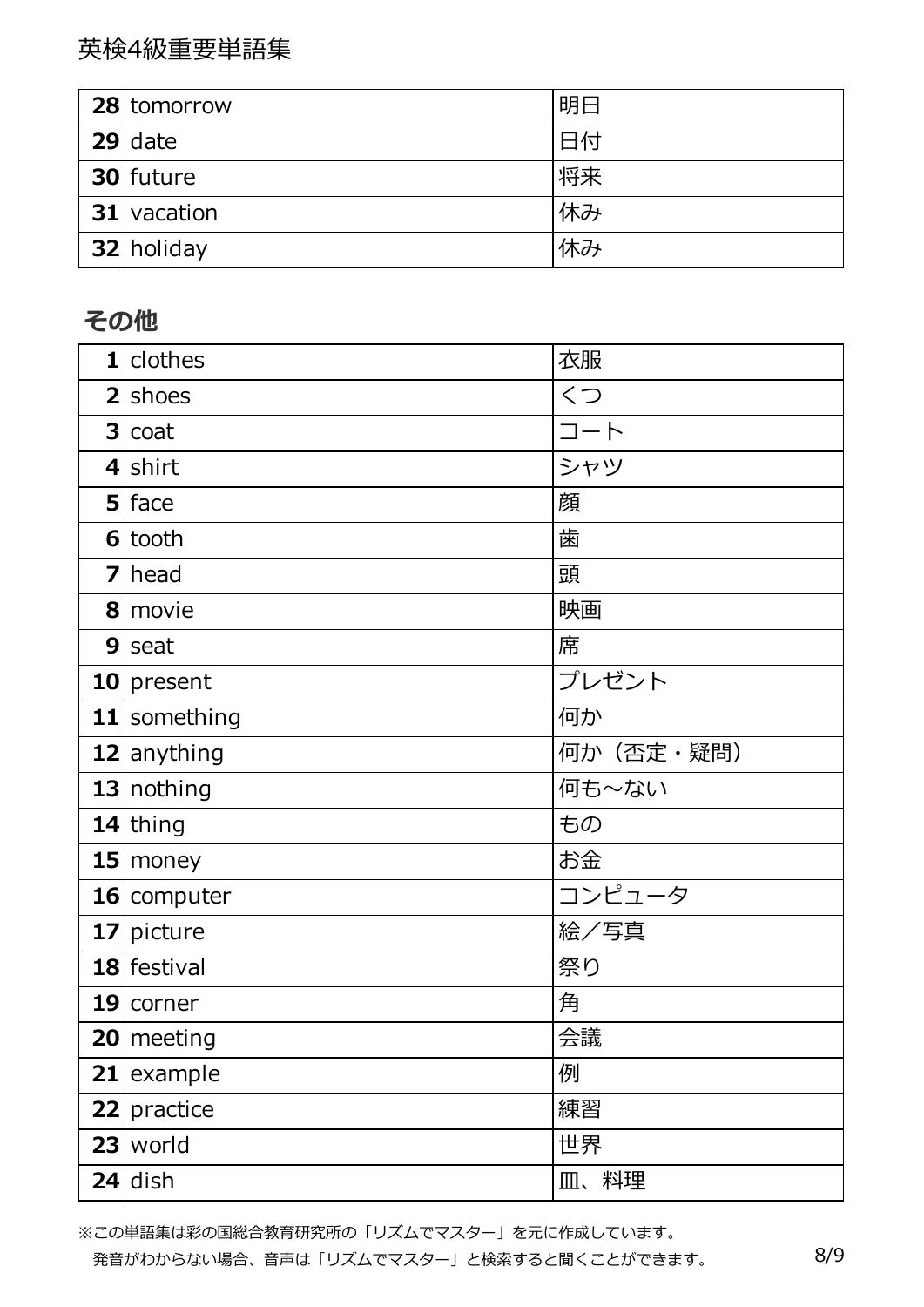| 28 | tomorrow | 明日 |
|---|---|---|
| 29 | date | 日付 |
| 30 | future | 将来 |
| 31 | vacation | 休み |
| 32 | holiday | 休み |

## その他

| 1 | clothes | 衣服 |
|---|---|---|
| 2 | shoes | くつ |
| 3 | coat | コート |
| 4 | shirt | シャツ |
| 5 | face | 顔 |
| 6 | tooth | 歯 |
| 7 | head | 頭 |
| 8 | movie | 映画 |
| 9 | seat | 席 |
| 10 | present | プレゼント |
| 11 | something | 何か |
| 12 | anything | 何か（否定・疑問） |
| 13 | nothing | 何も～ない |
| 14 | thing | もの |
| 15 | money | お金 |
| 16 | computer | コンピュータ |
| 17 | picture | 絵／写真 |
| 18 | festival | 祭り |
| 19 | corner | 角 |
| 20 | meeting | 会議 |
| 21 | example | 例 |
| 22 | practice | 練習 |
| 23 | world | 世界 |
| 24 | dish | 皿、料理 |

※この単語集は彩の国総合教育研究所の「リズムでマスター」を元に作成しています。
発音がわからない場合、音声は「リズムでマスター」と検索すると聞くことができます。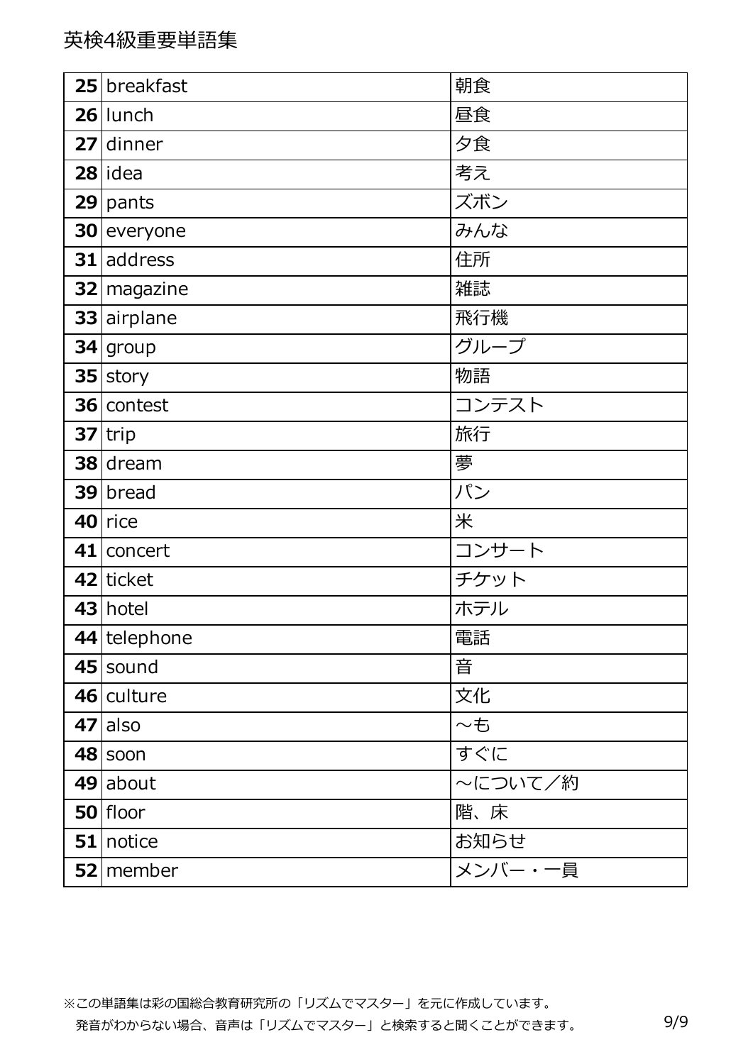英検4級重要単語集

| | | |
|---|---|---|
| **25** | breakfast | 朝食 |
| **26** | lunch | 昼食 |
| **27** | dinner | 夕食 |
| **28** | idea | 考え |
| **29** | pants | ズボン |
| **30** | everyone | みんな |
| **31** | address | 住所 |
| **32** | magazine | 雑誌 |
| **33** | airplane | 飛行機 |
| **34** | group | グループ |
| **35** | story | 物語 |
| **36** | contest | コンテスト |
| **37** | trip | 旅行 |
| **38** | dream | 夢 |
| **39** | bread | パン |
| **40** | rice | 米 |
| **41** | concert | コンサート |
| **42** | ticket | チケット |
| **43** | hotel | ホテル |
| **44** | telephone | 電話 |
| **45** | sound | 音 |
| **46** | culture | 文化 |
| **47** | also | ～も |
| **48** | soon | すぐに |
| **49** | about | ～について／約 |
| **50** | floor | 階、床 |
| **51** | notice | お知らせ |
| **52** | member | メンバー・一員 |

※この単語集は彩の国総合教育研究所の「リズムでマスター」を元に作成しています。
発音がわからない場合、音声は「リズムでマスター」と検索すると聞くことができます。